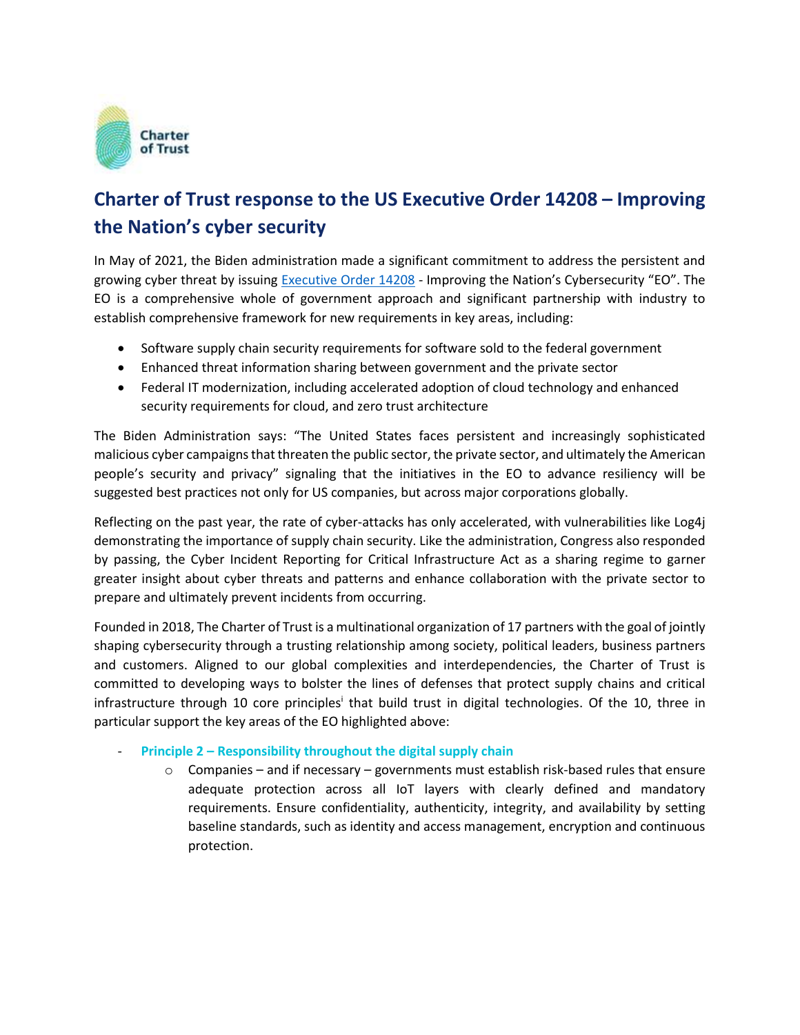# Charter of Trust response to the US Executive Order 14208 – Improving the Nation's cyber security

In May of 2021, the Biden administration made a significant commitment to address the persistent and growing cyber threat by issuing Executive Order 14208 - Improving the Nation's Cybersecurity "EO". The EO is a comprehensive whole of government approach and significant partnership with industry to establish comprehensive framework for new requirements in key areas, including:

- Software supply chain security requirements for software sold to the federal government
- Enhanced threat information sharing between government and the private sector
- Federal IT modernization, including accelerated adoption of cloud technology and enhanced security requirements for cloud, and zero trust architecture

The Biden Administration says: "The United States faces persistent and increasingly sophisticated malicious cyber campaigns that threaten the public sector, the private sector, and ultimately the American people's security and privacy" signaling that the initiatives in the EO to advance resiliency will be suggested best practices not only for US companies, but across major corporations globally.

Reflecting on the past year, the rate of cyber-attacks has only accelerated, with vulnerabilities like Log4j demonstrating the importance of supply chain security. Like the administration, Congress also responded by passing, the Cyber Incident Reporting for Critical Infrastructure Act as a sharing regime to garner greater insight about cyber threats and patterns and enhance collaboration with the private sector to prepare and ultimately prevent incidents from occurring.

Founded in 2018, The Charter of Trust is a multinational organization of 17 partners with the goal of jointly shaping cybersecurity through a trusting relationship among society, political leaders, business partners and customers. Aligned to our global complexities and interdependencies, the Charter of Trust is committed to developing ways to bolster the lines of defenses that protect supply chains and critical infrastructure through 10 core principles[i] that build trust in digital technologies. Of the 10, three in particular support the key areas of the EO highlighted above:

- **Principle 2 – Responsibility throughout the digital supply chain**
  - Companies – and if necessary – governments must establish risk-based rules that ensure adequate protection across all IoT layers with clearly defined and mandatory requirements. Ensure confidentiality, authenticity, integrity, and availability by setting baseline standards, such as identity and access management, encryption and continuous protection.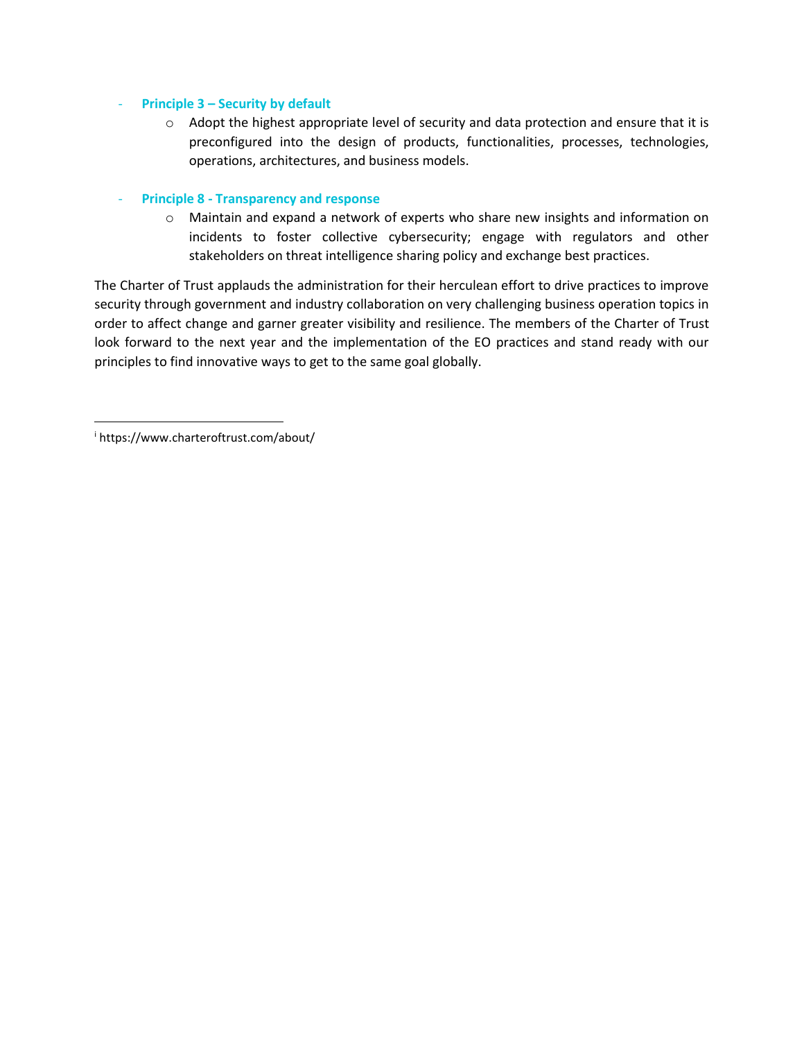- **Principle 3 – Security by default**
    - Adopt the highest appropriate level of security and data protection and ensure that it is preconfigured into the design of products, functionalities, processes, technologies, operations, architectures, and business models.

- **Principle 8 - Transparency and response**
    - Maintain and expand a network of experts who share new insights and information on incidents to foster collective cybersecurity; engage with regulators and other stakeholders on threat intelligence sharing policy and exchange best practices.

The Charter of Trust applauds the administration for their herculean effort to drive practices to improve security through government and industry collaboration on very challenging business operation topics in order to affect change and garner greater visibility and resilience. The members of the Charter of Trust look forward to the next year and the implementation of the EO practices and stand ready with our principles to find innovative ways to get to the same goal globally.

---

[i] https://www.charteroftrust.com/about/